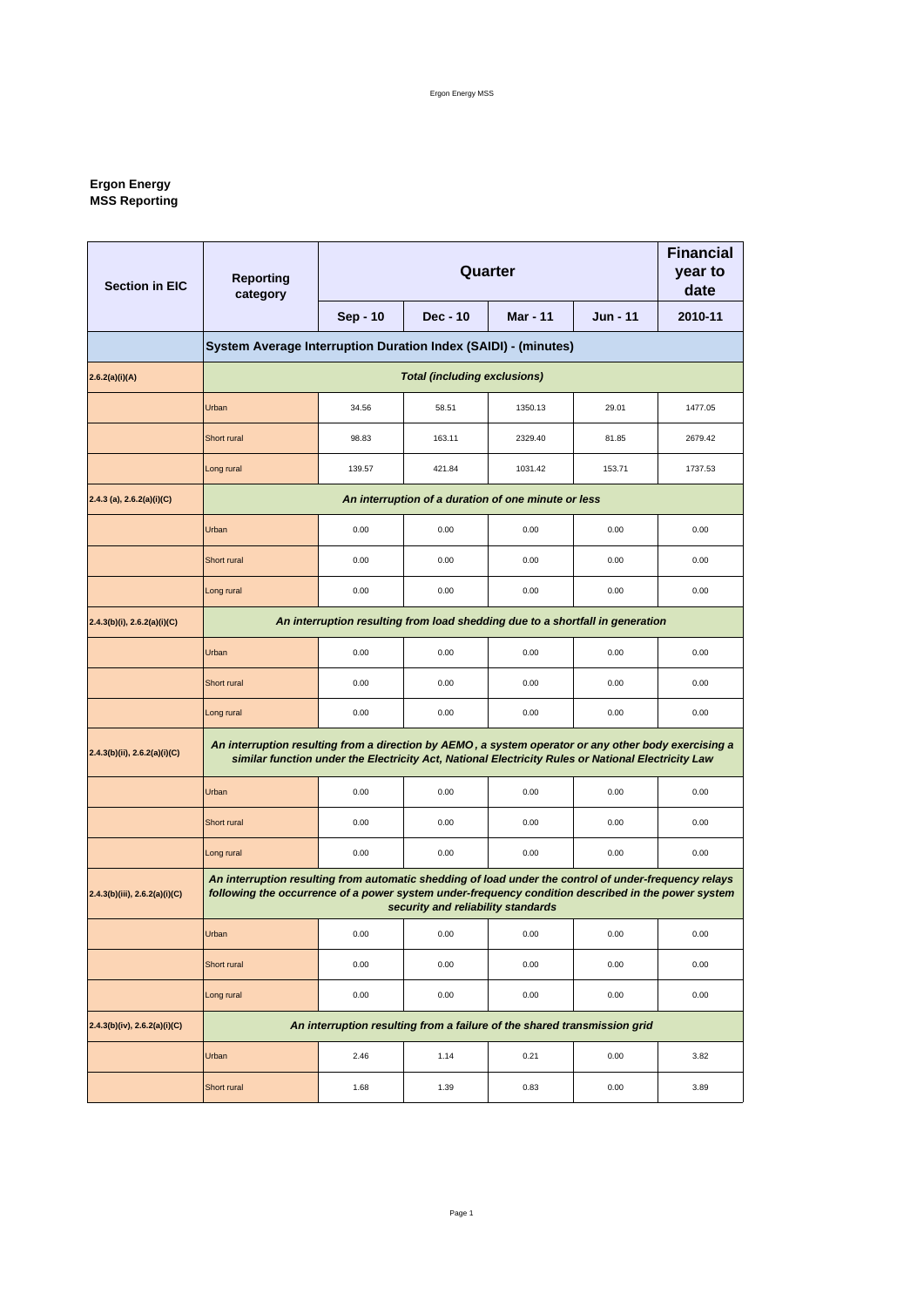**Ergon Energy**
**MSS Reporting**

| Section in EIC | Reporting category | Quarter | | | | Financial year to date |
|---|---|---|---|---|---|---|
| | | Sep - 10 | Dec - 10 | Mar - 11 | Jun - 11 | 2010-11 |
| | **System Average Interruption Duration Index (SAIDI) - (minutes)** | | | | | |
| 2.6.2(a)(i)(A) | ***Total (including exclusions)*** | | | | | |
| | Urban | 34.56 | 58.51 | 1350.13 | 29.01 | 1477.05 |
| | Short rural | 98.83 | 163.11 | 2329.40 | 81.85 | 2679.42 |
| | Long rural | 139.57 | 421.84 | 1031.42 | 153.71 | 1737.53 |
| 2.4.3 (a), 2.6.2(a)(i)(C) | ***An interruption of a duration of one minute or less*** | | | | | |
| | Urban | 0.00 | 0.00 | 0.00 | 0.00 | 0.00 |
| | Short rural | 0.00 | 0.00 | 0.00 | 0.00 | 0.00 |
| | Long rural | 0.00 | 0.00 | 0.00 | 0.00 | 0.00 |
| 2.4.3(b)(i), 2.6.2(a)(i)(C) | ***An interruption resulting from load shedding due to a shortfall in generation*** | | | | | |
| | Urban | 0.00 | 0.00 | 0.00 | 0.00 | 0.00 |
| | Short rural | 0.00 | 0.00 | 0.00 | 0.00 | 0.00 |
| | Long rural | 0.00 | 0.00 | 0.00 | 0.00 | 0.00 |
| 2.4.3(b)(ii), 2.6.2(a)(i)(C) | ***An interruption resulting from a direction by AEMO, a system operator or any other body exercising a similar function under the Electricity Act, National Electricity Rules or National Electricity Law*** | | | | | |
| | Urban | 0.00 | 0.00 | 0.00 | 0.00 | 0.00 |
| | Short rural | 0.00 | 0.00 | 0.00 | 0.00 | 0.00 |
| | Long rural | 0.00 | 0.00 | 0.00 | 0.00 | 0.00 |
| 2.4.3(b)(iii), 2.6.2(a)(i)(C) | ***An interruption resulting from automatic shedding of load under the control of under-frequency relays following the occurrence of a power system under-frequency condition described in the power system security and reliability standards*** | | | | | |
| | Urban | 0.00 | 0.00 | 0.00 | 0.00 | 0.00 |
| | Short rural | 0.00 | 0.00 | 0.00 | 0.00 | 0.00 |
| | Long rural | 0.00 | 0.00 | 0.00 | 0.00 | 0.00 |
| 2.4.3(b)(iv), 2.6.2(a)(i)(C) | ***An interruption resulting from a failure of the shared transmission grid*** | | | | | |
| | Urban | 2.46 | 1.14 | 0.21 | 0.00 | 3.82 |
| | Short rural | 1.68 | 1.39 | 0.83 | 0.00 | 3.89 |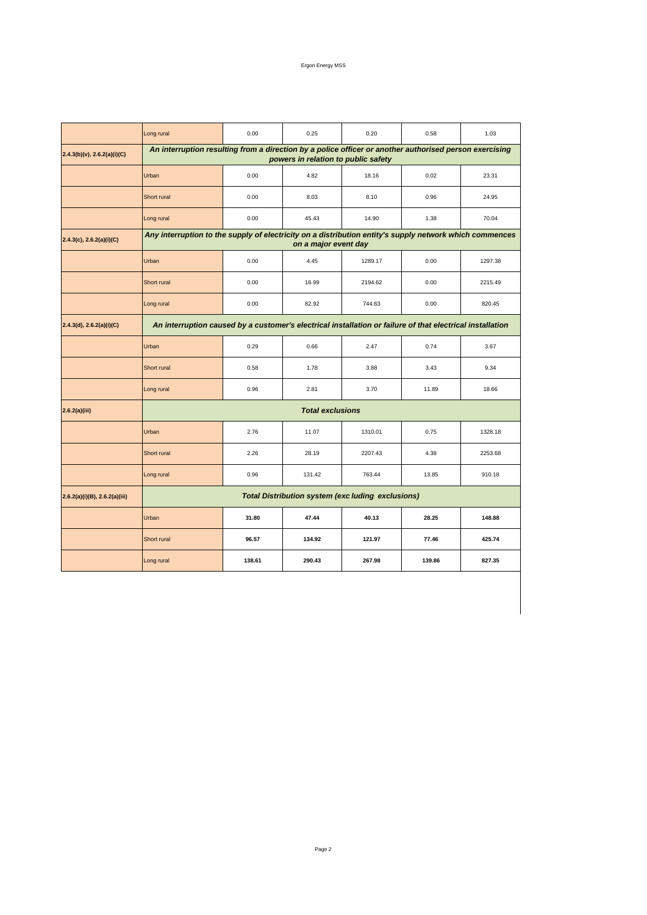| | Long rural | 0.00 | 0.25 | 0.20 | 0.58 | 1.03 |
|---|---|---|---|---|---|---|
| 2.4.3(b)(v), 2.6.2(a)(i)(C) | ***An interruption resulting from a direction by a police officer or another authorised person exercising powers in relation to public safety*** | | | | | |
| | Urban | 0.00 | 4.82 | 18.16 | 0.02 | 23.31 |
| | Short rural | 0.00 | 8.03 | 8.10 | 0.96 | 24.95 |
| | Long rural | 0.00 | 45.43 | 14.90 | 1.38 | 70.04 |
| 2.4.3(c), 2.6.2(a)(i)(C) | ***Any interruption to the supply of electricity on a distribution entity's supply network which commences on a major event day*** | | | | | |
| | Urban | 0.00 | 4.45 | 1289.17 | 0.00 | 1297.38 |
| | Short rural | 0.00 | 16.99 | 2194.62 | 0.00 | 2215.49 |
| | Long rural | 0.00 | 82.92 | 744.63 | 0.00 | 820.45 |
| 2.4.3(d), 2.6.2(a)(i)(C) | ***An interruption caused by a customer's electrical installation or failure of that electrical installation*** | | | | | |
| | Urban | 0.29 | 0.66 | 2.47 | 0.74 | 3.67 |
| | Short rural | 0.58 | 1.78 | 3.88 | 3.43 | 9.34 |
| | Long rural | 0.96 | 2.81 | 3.70 | 11.89 | 18.66 |
| 2.6.2(a)(iii) | ***Total exclusions*** | | | | | |
| | Urban | 2.76 | 11.07 | 1310.01 | 0.75 | 1328.18 |
| | Short rural | 2.26 | 28.19 | 2207.43 | 4.38 | 2253.68 |
| | Long rural | 0.96 | 131.42 | 763.44 | 13.85 | 910.18 |
| 2.6.2(a)(i)(B), 2.6.2(a)(iii) | ***Total Distribution system (exc luding exclusions)*** | | | | | |
| | Urban | **31.80** | **47.44** | **40.13** | **28.25** | **148.88** |
| | Short rural | **96.57** | **134.92** | **121.97** | **77.46** | **425.74** |
| | Long rural | **138.61** | **290.43** | **267.98** | **139.86** | **827.35** |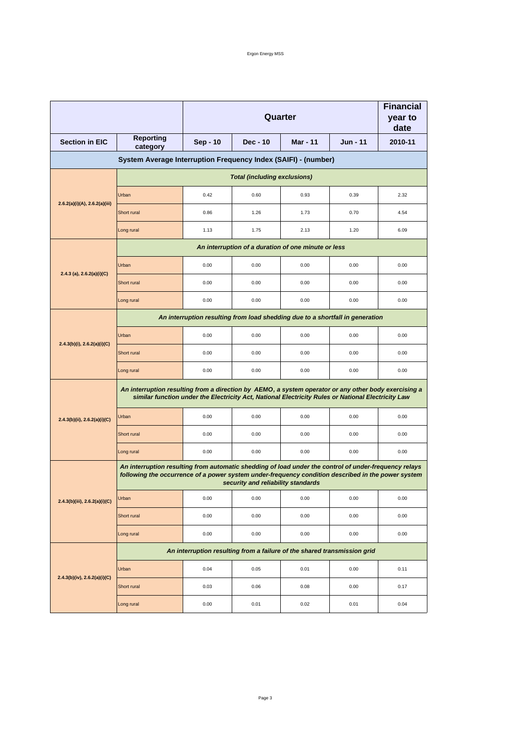| | | Quarter | | | | Financial year to date |
|---|---|---|---|---|---|---|
| **Section in EIC** | **Reporting category** | **Sep - 10** | **Dec - 10** | **Mar - 11** | **Jun - 11** | **2010-11** |
| **System Average Interruption Frequency Index (SAIFI) - (number)** | | | | | | |
| | ***Total (including exclusions)*** | | | | | |
| 2.6.2(a)(i)(A), 2.6.2(a)(iii) | Urban | 0.42 | 0.60 | 0.93 | 0.39 | 2.32 |
| | Short rural | 0.86 | 1.26 | 1.73 | 0.70 | 4.54 |
| | Long rural | 1.13 | 1.75 | 2.13 | 1.20 | 6.09 |
| | ***An interruption of a duration of one minute or less*** | | | | | |
| 2.4.3 (a), 2.6.2(a)(i)(C) | Urban | 0.00 | 0.00 | 0.00 | 0.00 | 0.00 |
| | Short rural | 0.00 | 0.00 | 0.00 | 0.00 | 0.00 |
| | Long rural | 0.00 | 0.00 | 0.00 | 0.00 | 0.00 |
| | ***An interruption resulting from load shedding due to a shortfall in generation*** | | | | | |
| 2.4.3(b)(i), 2.6.2(a)(i)(C) | Urban | 0.00 | 0.00 | 0.00 | 0.00 | 0.00 |
| | Short rural | 0.00 | 0.00 | 0.00 | 0.00 | 0.00 |
| | Long rural | 0.00 | 0.00 | 0.00 | 0.00 | 0.00 |
| | ***An interruption resulting from a direction by AEMO, a system operator or any other body exercising a similar function under the Electricity Act, National Electricity Rules or National Electricity Law*** | | | | | |
| 2.4.3(b)(ii), 2.6.2(a)(i)(C) | Urban | 0.00 | 0.00 | 0.00 | 0.00 | 0.00 |
| | Short rural | 0.00 | 0.00 | 0.00 | 0.00 | 0.00 |
| | Long rural | 0.00 | 0.00 | 0.00 | 0.00 | 0.00 |
| | ***An interruption resulting from automatic shedding of load under the control of under-frequency relays following the occurrence of a power system under-frequency condition described in the power system security and reliability standards*** | | | | | |
| 2.4.3(b)(iii), 2.6.2(a)(i)(C) | Urban | 0.00 | 0.00 | 0.00 | 0.00 | 0.00 |
| | Short rural | 0.00 | 0.00 | 0.00 | 0.00 | 0.00 |
| | Long rural | 0.00 | 0.00 | 0.00 | 0.00 | 0.00 |
| | ***An interruption resulting from a failure of the shared transmission grid*** | | | | | |
| 2.4.3(b)(iv), 2.6.2(a)(i)(C) | Urban | 0.04 | 0.05 | 0.01 | 0.00 | 0.11 |
| | Short rural | 0.03 | 0.06 | 0.08 | 0.00 | 0.17 |
| | Long rural | 0.00 | 0.01 | 0.02 | 0.01 | 0.04 |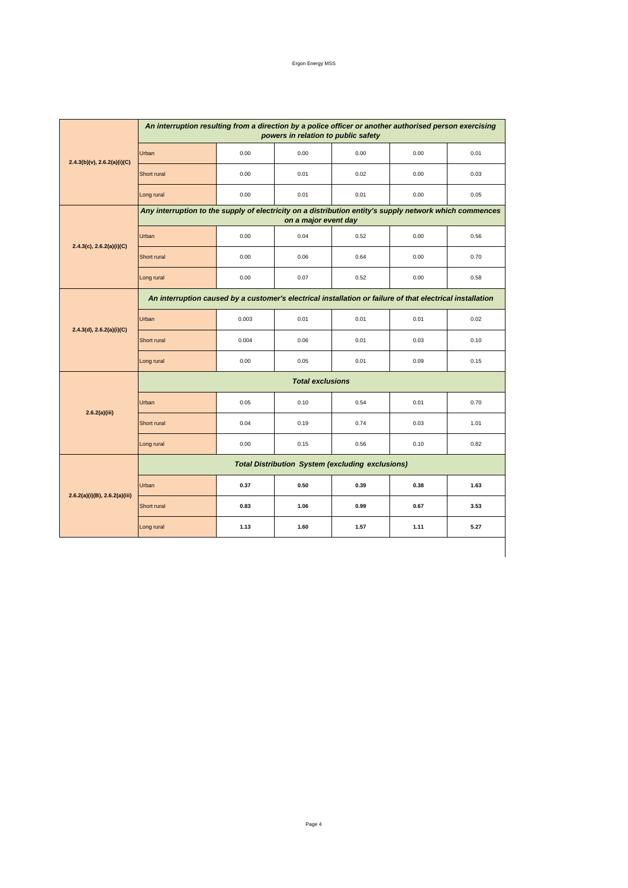| | | | | | | |
|---|---|---|---|---|---|---|
| 2.4.3(b)(v), 2.6.2(a)(i)(C) | ***An interruption resulting from a direction by a police officer or another authorised person exercising powers in relation to public safety*** | | | | | |
| | Urban | 0.00 | 0.00 | 0.00 | 0.00 | 0.01 |
| | Short rural | 0.00 | 0.01 | 0.02 | 0.00 | 0.03 |
| | Long rural | 0.00 | 0.01 | 0.01 | 0.00 | 0.05 |
| 2.4.3(c), 2.6.2(a)(i)(C) | ***Any interruption to the supply of electricity on a distribution entity's supply network which commences on a major event day*** | | | | | |
| | Urban | 0.00 | 0.04 | 0.52 | 0.00 | 0.56 |
| | Short rural | 0.00 | 0.06 | 0.64 | 0.00 | 0.70 |
| | Long rural | 0.00 | 0.07 | 0.52 | 0.00 | 0.58 |
| 2.4.3(d), 2.6.2(a)(i)(C) | ***An interruption caused by a customer's electrical installation or failure of that electrical installation*** | | | | | |
| | Urban | 0.003 | 0.01 | 0.01 | 0.01 | 0.02 |
| | Short rural | 0.004 | 0.06 | 0.01 | 0.03 | 0.10 |
| | Long rural | 0.00 | 0.05 | 0.01 | 0.09 | 0.15 |
| 2.6.2(a)(iii) | ***Total exclusions*** | | | | | |
| | Urban | 0.05 | 0.10 | 0.54 | 0.01 | 0.70 |
| | Short rural | 0.04 | 0.19 | 0.74 | 0.03 | 1.01 |
| | Long rural | 0.00 | 0.15 | 0.56 | 0.10 | 0.82 |
| 2.6.2(a)(i)(B), 2.6.2(a)(iii) | ***Total Distribution System (excluding exclusions)*** | | | | | |
| | Urban | **0.37** | **0.50** | **0.39** | **0.38** | **1.63** |
| | Short rural | **0.83** | **1.06** | **0.99** | **0.67** | **3.53** |
| | Long rural | **1.13** | **1.60** | **1.57** | **1.11** | **5.27** |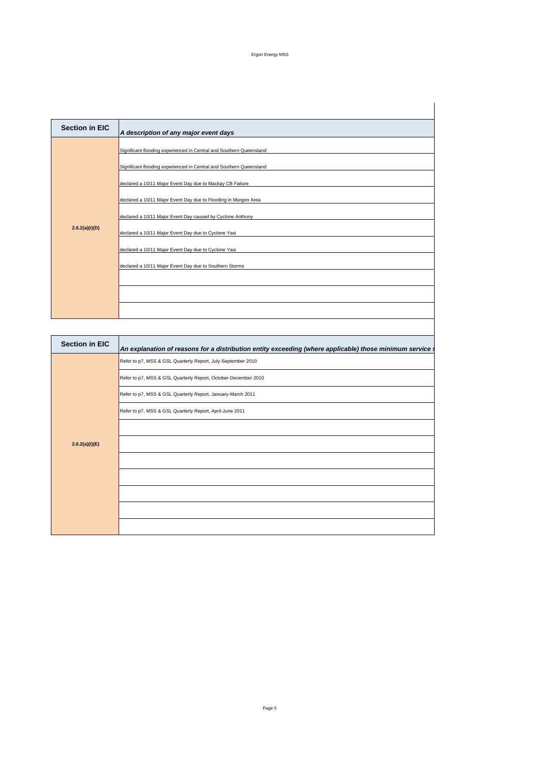| Section in EIC | *A description of any major event days* |
|---|---|
| 2.6.2(a)(i)(D) | Significant flooding experienced in Central and Southern Queensland |
| | Significant flooding experienced in Central and Southern Queensland |
| | declared a 10/11 Major Event Day due to Mackay CB Failure |
| | declared a 10/11 Major Event Day due to Flooding in Murgon Area |
| | declared a 10/11 Major Event Day caused by Cyclone Anthony |
| | declared a 10/11 Major Event Day due to Cyclone Yasi |
| | declared a 10/11 Major Event Day due to Cyclone Yasi |
| | declared a 10/11 Major Event Day due to Southern Storms |
| | |
| | |
| | |

| Section in EIC | *An explanation of reasons for a distribution entity exceeding (where applicable) those minimum service s* |
|---|---|
| 2.6.2(a)(i)(E) | Refer to p7, MSS & GSL Quarterly Report, July-September 2010 |
| | Refer to p7, MSS & GSL Quarterly Report, October-December 2010 |
| | Refer to p7, MSS & GSL Quarterly Report, January-March 2011 |
| | Refer to p7, MSS & GSL Quarterly Report, April-June 2011 |
| | |
| | |
| | |
| | |
| | |
| | |
| | |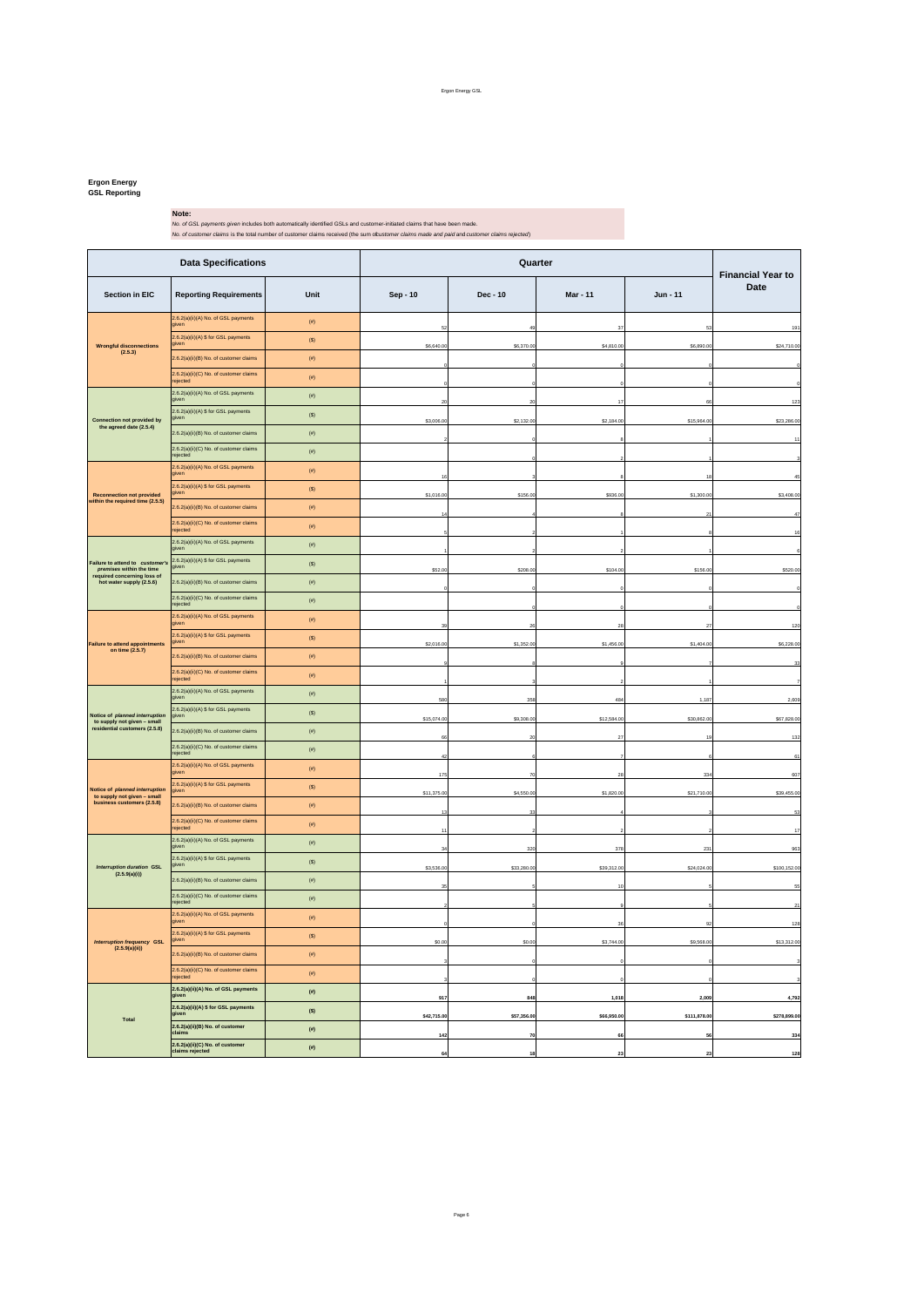Ergon Energy GSL

**Ergon Energy**
**GSL Reporting**

**Note:**
*No. of GSL payments given* includes both automatically identified GSLs and customer-initiated claims that have been made.
*No. of customer claims* is the total number of customer claims received (the sum of *customer claims made and paid* and *customer claims rejected*)

| Data Specifications | | | Quarter | | | | Financial Year to Date |
|---|---|---|---|---|---|---|---|
| **Section in EIC** | **Reporting Requirements** | **Unit** | **Sep - 10** | **Dec - 10** | **Mar - 11** | **Jun - 11** | |
| **Wrongful disconnections (2.5.3)** | 2.6.2(a)(ii)(A) No. of GSL payments given | (#) | 52 | 49 | 37 | 53 | 191 |
| | 2.6.2(a)(ii)(A) $ for GSL payments given | ($) | $6,640.00 | $6,370.00 | $4,810.00 | $6,890.00 | $24,710.00 |
| | 2.6.2(a)(ii)(B) No. of customer claims | (#) | 0 | 0 | 0 | 0 | 0 |
| | 2.6.2(a)(ii)(C) No. of customer claims rejected | (#) | 0 | 0 | 0 | 0 | 0 |
| **Connection not provided by the agreed date (2.5.4)** | 2.6.2(a)(ii)(A) No. of GSL payments given | (#) | 20 | 20 | 17 | 66 | 123 |
| | 2.6.2(a)(ii)(A) $ for GSL payments given | ($) | $3,006.00 | $2,132.00 | $2,184.00 | $15,964.00 | $23,286.00 |
| | 2.6.2(a)(ii)(B) No. of customer claims | (#) | 2 | 0 | 8 | 1 | 11 |
| | 2.6.2(a)(ii)(C) No. of customer claims rejected | (#) | | 0 | 2 | 1 | 3 |
| **Reconnection not provided within the required time (2.5.5)** | 2.6.2(a)(ii)(A) No. of GSL payments given | (#) | 16 | 3 | 8 | 18 | 45 |
| | 2.6.2(a)(ii)(A) $ for GSL payments given | ($) | $1,016.00 | $156.00 | $936.00 | $1,300.00 | $3,408.00 |
| | 2.6.2(a)(ii)(B) No. of customer claims | (#) | 14 | 4 | 8 | 21 | 47 |
| | 2.6.2(a)(ii)(C) No. of customer claims rejected | (#) | 5 | 2 | 1 | 8 | 16 |
| **Failure to attend to *customer's premises* within the time required concerning loss of hot water supply (2.5.6)** | 2.6.2(a)(ii)(A) No. of GSL payments given | (#) | 1 | 2 | 2 | 1 | 6 |
| | 2.6.2(a)(ii)(A) $ for GSL payments given | ($) | $52.00 | $208.00 | $104.00 | $156.00 | $520.00 |
| | 2.6.2(a)(ii)(B) No. of customer claims | (#) | 0 | 0 | 0 | 0 | 0 |
| | 2.6.2(a)(ii)(C) No. of customer claims rejected | (#) | | 0 | 0 | 0 | 0 |
| **Failure to attend appointments on time (2.5.7)** | 2.6.2(a)(ii)(A) No. of GSL payments given | (#) | 39 | 26 | 28 | 27 | 120 |
| | 2.6.2(a)(ii)(A) $ for GSL payments given | ($) | $2,016.00 | $1,352.00 | $1,456.00 | $1,404.00 | $6,228.00 |
| | 2.6.2(a)(ii)(B) No. of customer claims | (#) | 9 | 8 | 9 | 7 | 33 |
| | 2.6.2(a)(ii)(C) No. of customer claims rejected | (#) | 1 | 3 | 2 | 1 | 7 |
| **Notice of *planned interruption* to supply not given – small residential customers (2.5.8)** | 2.6.2(a)(ii)(A) No. of GSL payments given | (#) | 580 | 358 | 484 | 1,187 | 2,609 |
| | 2.6.2(a)(ii)(A) $ for GSL payments given | ($) | $15,074.00 | $9,308.00 | $12,584.00 | $30,862.00 | $67,828.00 |
| | 2.6.2(a)(ii)(B) No. of customer claims | (#) | 66 | 20 | 27 | 19 | 132 |
| | 2.6.2(a)(ii)(C) No. of customer claims rejected | (#) | 42 | 6 | 7 | 6 | 61 |
| **Notice of *planned interruption* to supply not given – small business customers (2.5.8)** | 2.6.2(a)(ii)(A) No. of GSL payments given | (#) | 175 | 70 | 28 | 334 | 607 |
| | 2.6.2(a)(ii)(A) $ for GSL payments given | ($) | $11,375.00 | $4,550.00 | $1,820.00 | $21,710.00 | $39,455.00 |
| | 2.6.2(a)(ii)(B) No. of customer claims | (#) | 13 | 33 | 4 | 3 | 53 |
| | 2.6.2(a)(ii)(C) No. of customer claims rejected | (#) | 11 | 2 | 2 | 2 | 17 |
| ***Interruption duration* GSL (2.5.9(a)(i))** | 2.6.2(a)(ii)(A) No. of GSL payments given | (#) | 34 | 320 | 378 | 231 | 963 |
| | 2.6.2(a)(ii)(A) $ for GSL payments given | ($) | $3,536.00 | $33,280.00 | $39,312.00 | $24,024.00 | $100,152.00 |
| | 2.6.2(a)(ii)(B) No. of customer claims | (#) | 35 | 5 | 10 | 5 | 55 |
| | 2.6.2(a)(ii)(C) No. of customer claims rejected | (#) | 2 | 5 | 9 | 5 | 21 |
| ***Interruption frequency* GSL (2.5.9(a)(ii))** | 2.6.2(a)(ii)(A) No. of GSL payments given | (#) | 0 | 0 | 36 | 92 | 128 |
| | 2.6.2(a)(ii)(A) $ for GSL payments given | ($) | $0.00 | $0.00 | $3,744.00 | $9,568.00 | $13,312.00 |
| | 2.6.2(a)(ii)(B) No. of customer claims | (#) | 3 | 0 | 0 | 0 | 3 |
| | 2.6.2(a)(ii)(C) No. of customer claims rejected | (#) | 3 | 0 | 0 | 0 | 3 |
| **Total** | **2.6.2(a)(ii)(A) No. of GSL payments given** | **(#)** | **917** | **848** | **1,018** | **2,009** | **4,792** |
| | **2.6.2(a)(ii)(A) $ for GSL payments given** | **($)** | **$42,715.00** | **$57,356.00** | **$66,950.00** | **$111,878.00** | **$278,899.00** |
| | **2.6.2(a)(ii)(B) No. of customer claims** | **(#)** | **142** | **70** | **66** | **56** | **334** |
| | **2.6.2(a)(ii)(C) No. of customer claims rejected** | **(#)** | **64** | **18** | **23** | **23** | **128** |